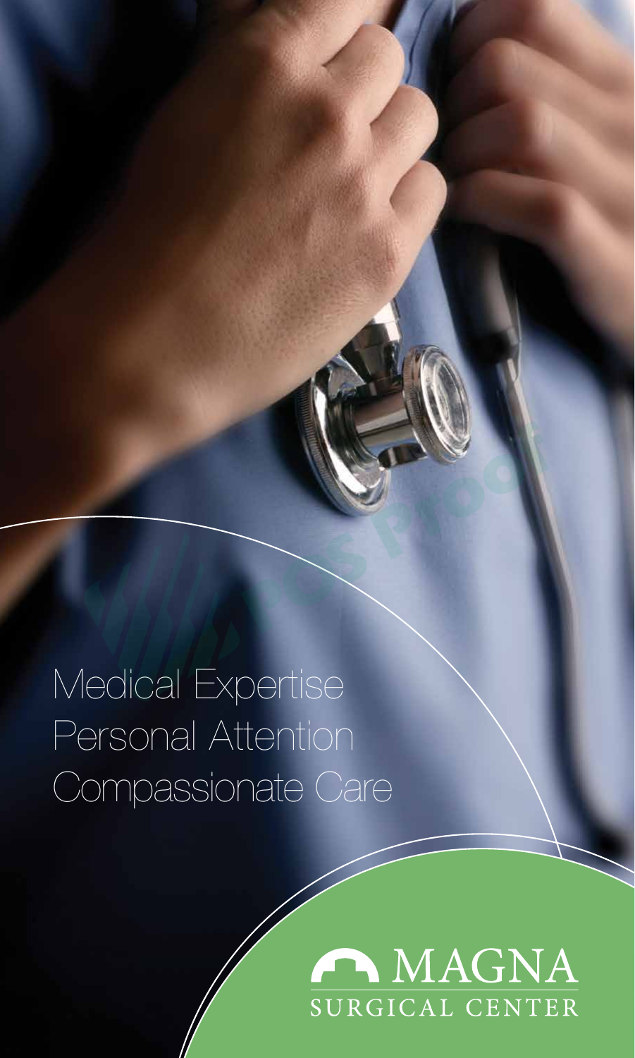Medical Expertise
Personal Attention
Compassionate Care

MAGNA
SURGICAL CENTER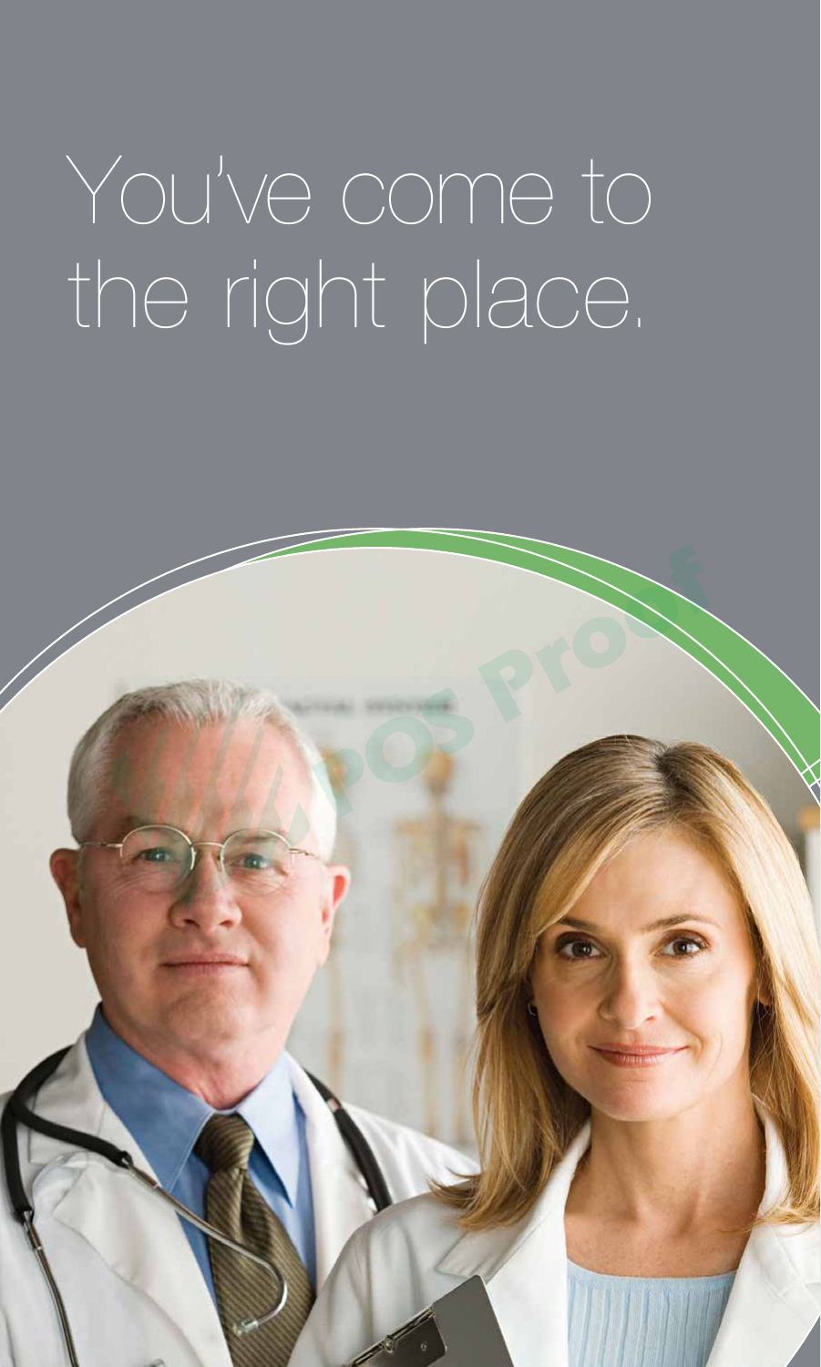# You've come to the right place.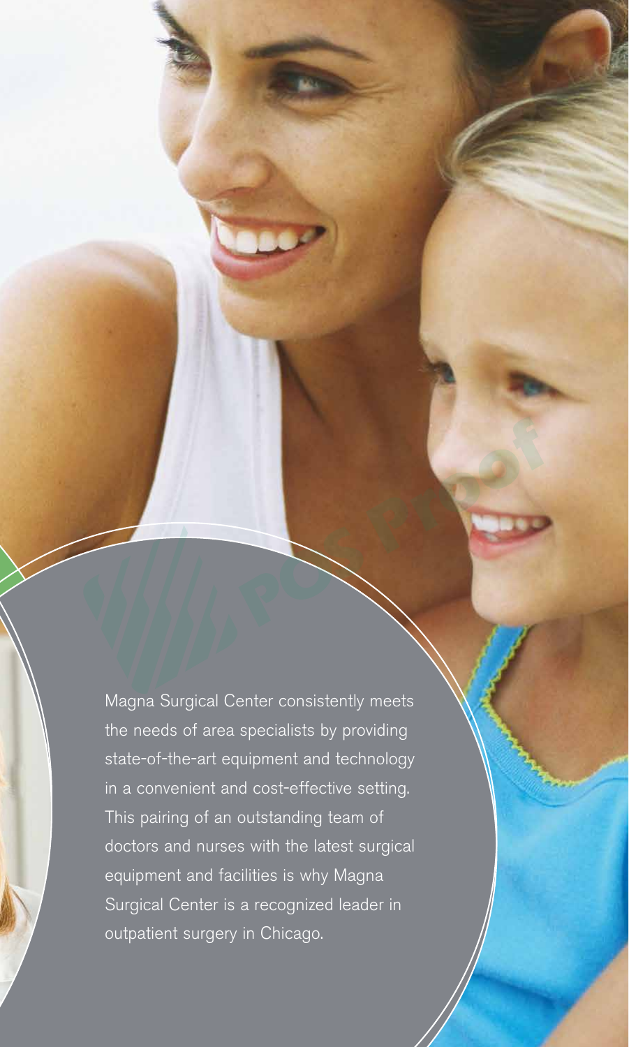Magna Surgical Center consistently meets the needs of area specialists by providing state-of-the-art equipment and technology in a convenient and cost-effective setting. This pairing of an outstanding team of doctors and nurses with the latest surgical equipment and facilities is why Magna Surgical Center is a recognized leader in outpatient surgery in Chicago.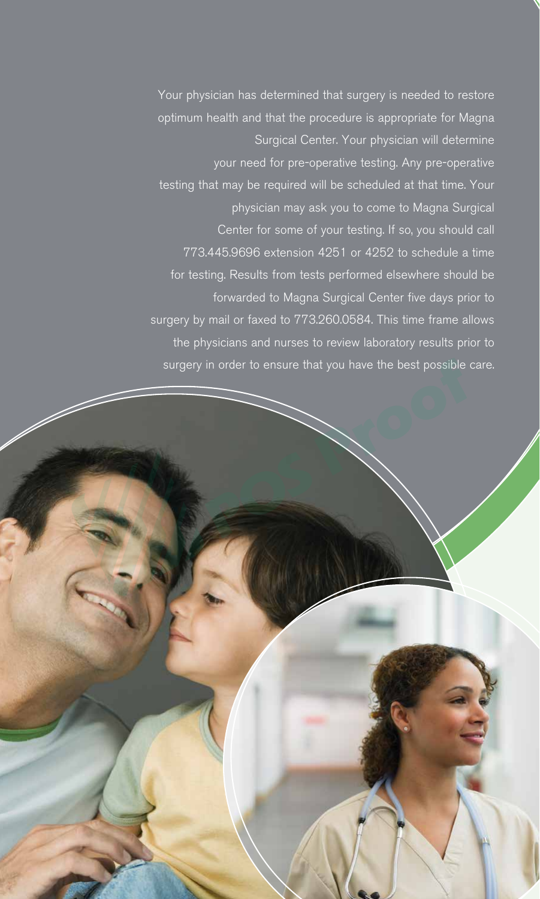Your physician has determined that surgery is needed to restore optimum health and that the procedure is appropriate for Magna Surgical Center. Your physician will determine your need for pre-operative testing. Any pre-operative testing that may be required will be scheduled at that time. Your physician may ask you to come to Magna Surgical Center for some of your testing. If so, you should call 773.445.9696 extension 4251 or 4252 to schedule a time for testing. Results from tests performed elsewhere should be forwarded to Magna Surgical Center five days prior to surgery by mail or faxed to 773.260.0584. This time frame allows the physicians and nurses to review laboratory results prior to surgery in order to ensure that you have the best possible care.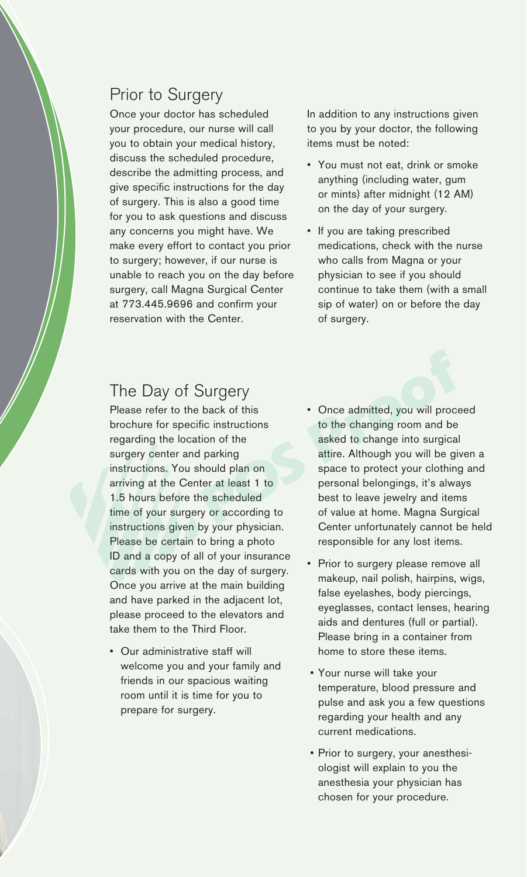## Prior to Surgery

Once your doctor has scheduled your procedure, our nurse will call you to obtain your medical history, discuss the scheduled procedure, describe the admitting process, and give specific instructions for the day of surgery. This is also a good time for you to ask questions and discuss any concerns you might have. We make every effort to contact you prior to surgery; however, if our nurse is unable to reach you on the day before surgery, call Magna Surgical Center at 773.445.9696 and confirm your reservation with the Center.

In addition to any instructions given to you by your doctor, the following items must be noted:

- You must not eat, drink or smoke anything (including water, gum or mints) after midnight (12 AM) on the day of your surgery.
- If you are taking prescribed medications, check with the nurse who calls from Magna or your physician to see if you should continue to take them (with a small sip of water) on or before the day of surgery.

## The Day of Surgery

Please refer to the back of this brochure for specific instructions regarding the location of the surgery center and parking instructions. You should plan on arriving at the Center at least 1 to 1.5 hours before the scheduled time of your surgery or according to instructions given by your physician. Please be certain to bring a photo ID and a copy of all of your insurance cards with you on the day of surgery. Once you arrive at the main building and have parked in the adjacent lot, please proceed to the elevators and take them to the Third Floor.

- Our administrative staff will welcome you and your family and friends in our spacious waiting room until it is time for you to prepare for surgery.
- Once admitted, you will proceed to the changing room and be asked to change into surgical attire. Although you will be given a space to protect your clothing and personal belongings, it's always best to leave jewelry and items of value at home. Magna Surgical Center unfortunately cannot be held responsible for any lost items.
- Prior to surgery please remove all makeup, nail polish, hairpins, wigs, false eyelashes, body piercings, eyeglasses, contact lenses, hearing aids and dentures (full or partial). Please bring in a container from home to store these items.
- Your nurse will take your temperature, blood pressure and pulse and ask you a few questions regarding your health and any current medications.
- Prior to surgery, your anesthesiologist will explain to you the anesthesia your physician has chosen for your procedure.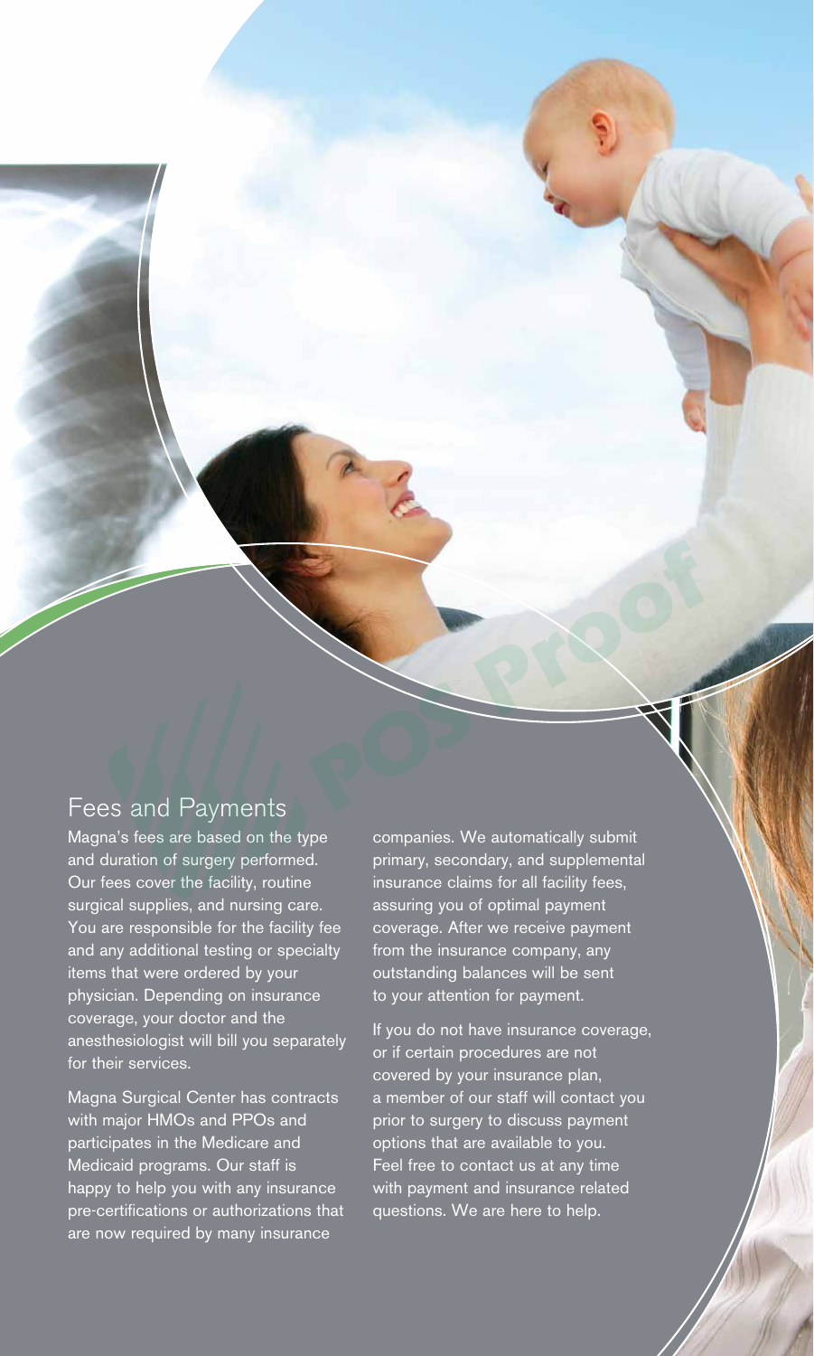## Fees and Payments

Magna's fees are based on the type and duration of surgery performed. Our fees cover the facility, routine surgical supplies, and nursing care. You are responsible for the facility fee and any additional testing or specialty items that were ordered by your physician. Depending on insurance coverage, your doctor and the anesthesiologist will bill you separately for their services.

Magna Surgical Center has contracts with major HMOs and PPOs and participates in the Medicare and Medicaid programs. Our staff is happy to help you with any insurance pre-certifications or authorizations that are now required by many insurance companies. We automatically submit primary, secondary, and supplemental insurance claims for all facility fees, assuring you of optimal payment coverage. After we receive payment from the insurance company, any outstanding balances will be sent to your attention for payment.

If you do not have insurance coverage, or if certain procedures are not covered by your insurance plan, a member of our staff will contact you prior to surgery to discuss payment options that are available to you. Feel free to contact us at any time with payment and insurance related questions. We are here to help.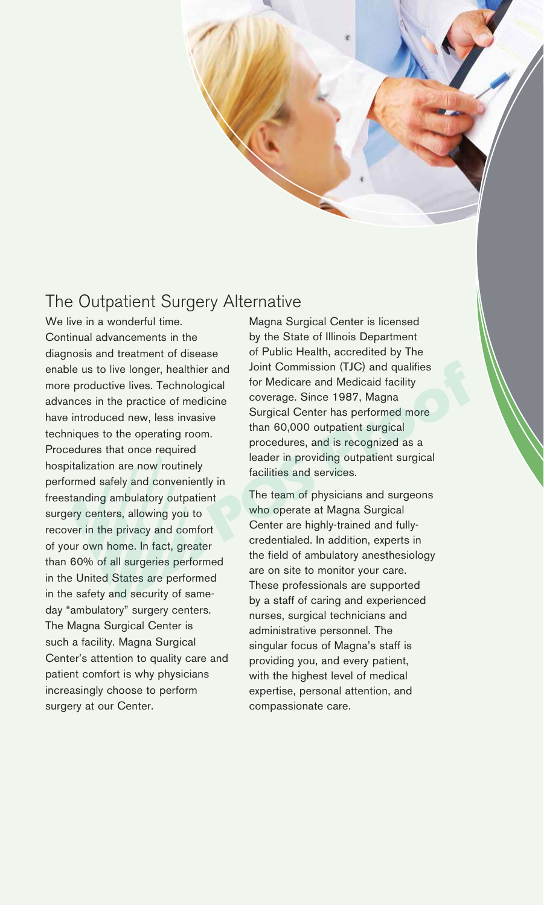## The Outpatient Surgery Alternative

We live in a wonderful time. Continual advancements in the diagnosis and treatment of disease enable us to live longer, healthier and more productive lives. Technological advances in the practice of medicine have introduced new, less invasive techniques to the operating room. Procedures that once required hospitalization are now routinely performed safely and conveniently in freestanding ambulatory outpatient surgery centers, allowing you to recover in the privacy and comfort of your own home. In fact, greater than 60% of all surgeries performed in the United States are performed in the safety and security of same-day "ambulatory" surgery centers. The Magna Surgical Center is such a facility. Magna Surgical Center's attention to quality care and patient comfort is why physicians increasingly choose to perform surgery at our Center.

Magna Surgical Center is licensed by the State of Illinois Department of Public Health, accredited by The Joint Commission (TJC) and qualifies for Medicare and Medicaid facility coverage. Since 1987, Magna Surgical Center has performed more than 60,000 outpatient surgical procedures, and is recognized as a leader in providing outpatient surgical facilities and services.

The team of physicians and surgeons who operate at Magna Surgical Center are highly-trained and fully-credentialed. In addition, experts in the field of ambulatory anesthesiology are on site to monitor your care. These professionals are supported by a staff of caring and experienced nurses, surgical technicians and administrative personnel. The singular focus of Magna's staff is providing you, and every patient, with the highest level of medical expertise, personal attention, and compassionate care.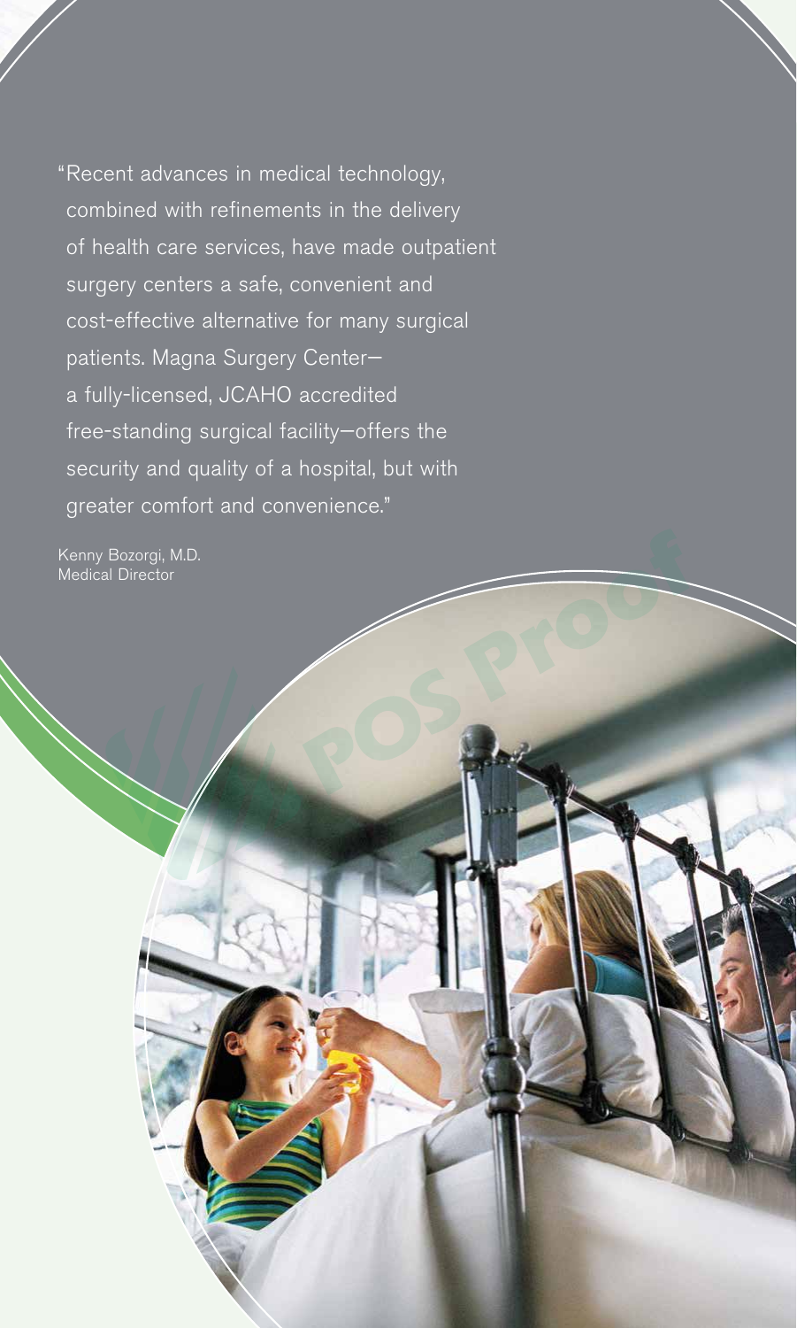"Recent advances in medical technology, combined with refinements in the delivery of health care services, have made outpatient surgery centers a safe, convenient and cost-effective alternative for many surgical patients. Magna Surgery Center—a fully-licensed, JCAHO accredited free-standing surgical facility—offers the security and quality of a hospital, but with greater comfort and convenience."

Kenny Bozorgi, M.D.
Medical Director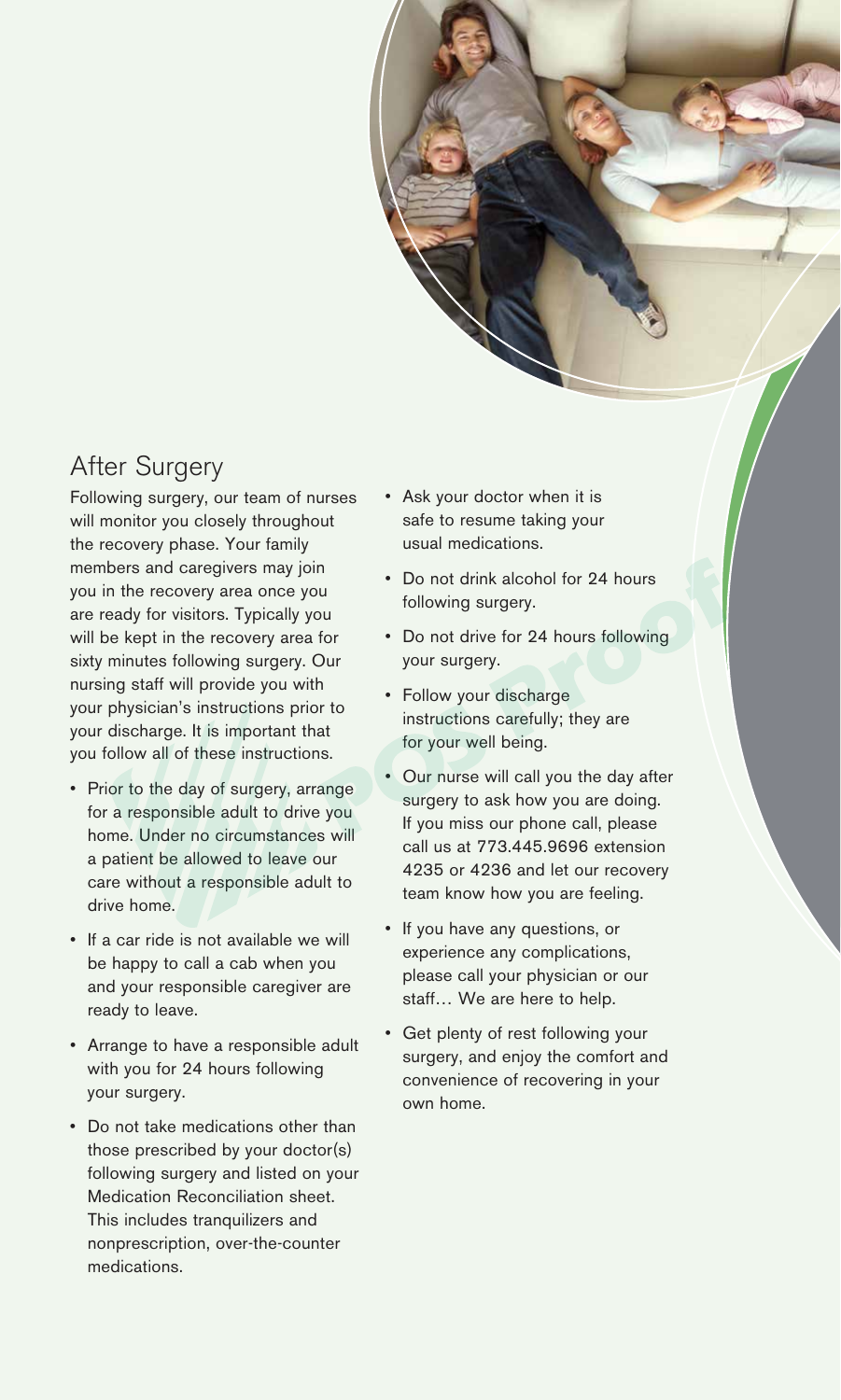## After Surgery

Following surgery, our team of nurses will monitor you closely throughout the recovery phase. Your family members and caregivers may join you in the recovery area once you are ready for visitors. Typically you will be kept in the recovery area for sixty minutes following surgery. Our nursing staff will provide you with your physician's instructions prior to your discharge. It is important that you follow all of these instructions.

- Prior to the day of surgery, arrange for a responsible adult to drive you home. Under no circumstances will a patient be allowed to leave our care without a responsible adult to drive home.
- If a car ride is not available we will be happy to call a cab when you and your responsible caregiver are ready to leave.
- Arrange to have a responsible adult with you for 24 hours following your surgery.
- Do not take medications other than those prescribed by your doctor(s) following surgery and listed on your Medication Reconciliation sheet. This includes tranquilizers and nonprescription, over-the-counter medications.
- Ask your doctor when it is safe to resume taking your usual medications.
- Do not drink alcohol for 24 hours following surgery.
- Do not drive for 24 hours following your surgery.
- Follow your discharge instructions carefully; they are for your well being.
- Our nurse will call you the day after surgery to ask how you are doing. If you miss our phone call, please call us at 773.445.9696 extension 4235 or 4236 and let our recovery team know how you are feeling.
- If you have any questions, or experience any complications, please call your physician or our staff… We are here to help.
- Get plenty of rest following your surgery, and enjoy the comfort and convenience of recovering in your own home.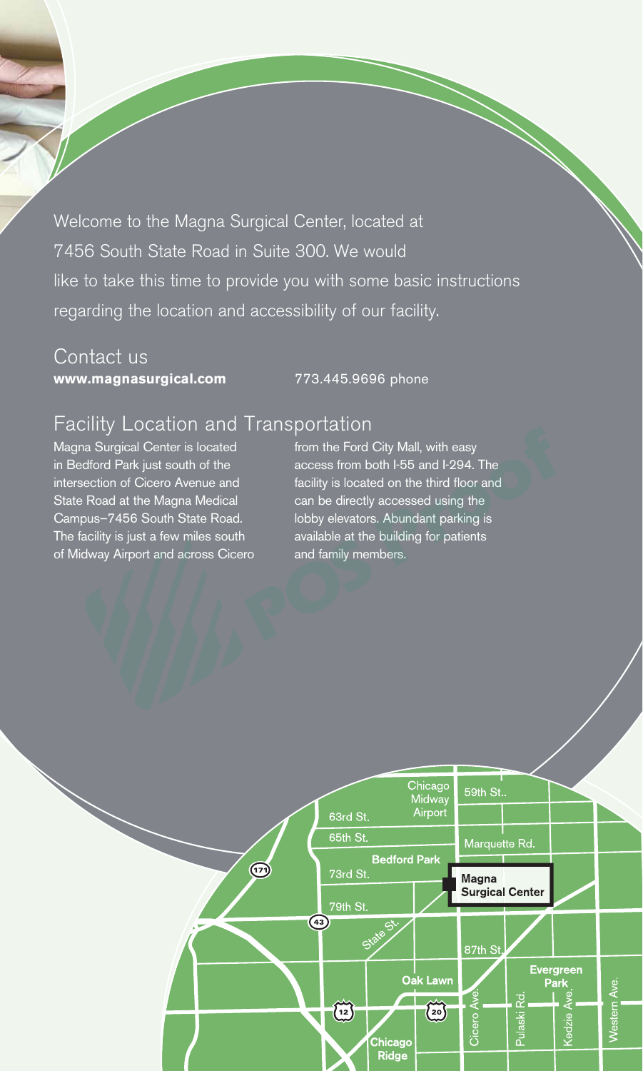Welcome to the Magna Surgical Center, located at 7456 South State Road in Suite 300. We would like to take this time to provide you with some basic instructions regarding the location and accessibility of our facility.

## Contact us

**www.magnasurgical.com** 773.445.9696 phone

## Facility Location and Transportation

Magna Surgical Center is located in Bedford Park just south of the intersection of Cicero Avenue and State Road at the Magna Medical Campus–7456 South State Road. The facility is just a few miles south of Midway Airport and across Cicero from the Ford City Mall, with easy access from both I-55 and I-294. The facility is located on the third floor and can be directly accessed using the lobby elevators. Abundant parking is available at the building for patients and family members.

Chicago Midway Airport
59th St..
63rd St.
65th St.
Marquette Rd.
Bedford Park
73rd St.
Magna Surgical Center
79th St.
State St.
87th St.
Oak Lawn
Evergreen Park
Chicago Ridge
Cicero Ave.
Pulaski Rd.
Kedzie Ave.
Western Ave.
171
43
12
20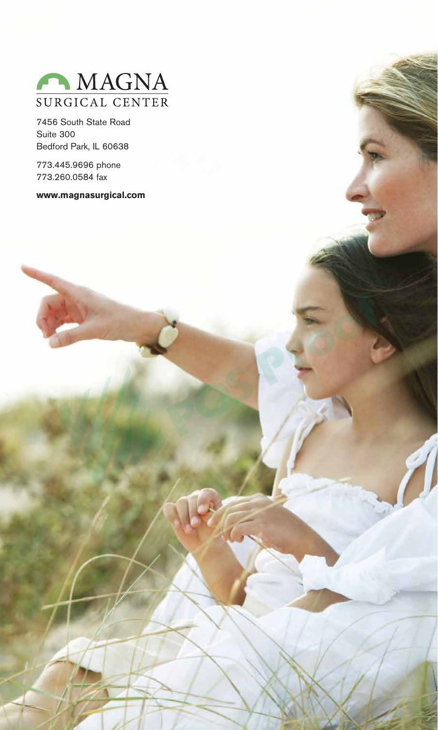MAGNA
SURGICAL CENTER

7456 South State Road
Suite 300
Bedford Park, IL 60638

773.445.9696 phone
773.260.0584 fax

**www.magnasurgical.com**